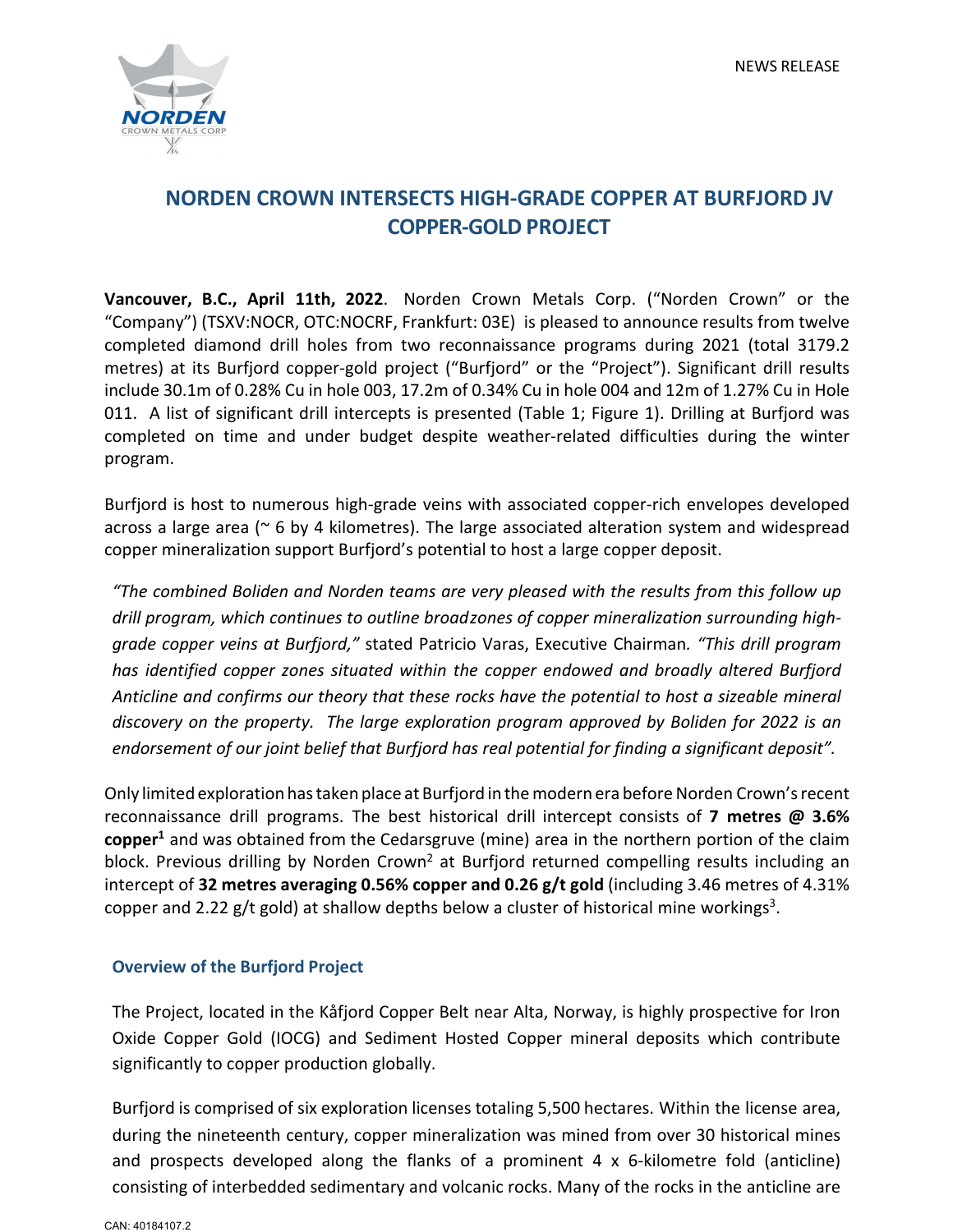NEWS RELEASE

# NORDEN CROWN INTERSECTS HIGH-GRADE COPPER AT BURFJORD JV COPPER-GOLD PROJECT

**Vancouver, B.C., April 11th, 2022**. Norden Crown Metals Corp. ("Norden Crown" or the "Company") (TSXV:NOCR, OTC:NOCRF, Frankfurt: 03E) is pleased to announce results from twelve completed diamond drill holes from two reconnaissance programs during 2021 (total 3179.2 metres) at its Burfjord copper-gold project ("Burfjord" or the "Project"). Significant drill results include 30.1m of 0.28% Cu in hole 003, 17.2m of 0.34% Cu in hole 004 and 12m of 1.27% Cu in Hole 011. A list of significant drill intercepts is presented (Table 1; Figure 1). Drilling at Burfjord was completed on time and under budget despite weather-related difficulties during the winter program.

Burfjord is host to numerous high-grade veins with associated copper-rich envelopes developed across a large area (~ 6 by 4 kilometres). The large associated alteration system and widespread copper mineralization support Burfjord's potential to host a large copper deposit.

*"The combined Boliden and Norden teams are very pleased with the results from this follow up drill program, which continues to outline broad zones of copper mineralization surrounding high-grade copper veins at Burfjord,"* stated Patricio Varas, Executive Chairman. *"This drill program has identified copper zones situated within the copper endowed and broadly altered Burfjord Anticline and confirms our theory that these rocks have the potential to host a sizeable mineral discovery on the property. The large exploration program approved by Boliden for 2022 is an endorsement of our joint belief that Burfjord has real potential for finding a significant deposit".*

Only limited exploration has taken place at Burfjord in the modern era before Norden Crown's recent reconnaissance drill programs. The best historical drill intercept consists of **7 metres @ 3.6% copper**[1] and was obtained from the Cedarsgruve (mine) area in the northern portion of the claim block. Previous drilling by Norden Crown[2] at Burfjord returned compelling results including an intercept of **32 metres averaging 0.56% copper and 0.26 g/t gold** (including 3.46 metres of 4.31% copper and 2.22 g/t gold) at shallow depths below a cluster of historical mine workings[3].

## Overview of the Burfjord Project

The Project, located in the Kåfjord Copper Belt near Alta, Norway, is highly prospective for Iron Oxide Copper Gold (IOCG) and Sediment Hosted Copper mineral deposits which contribute significantly to copper production globally.

Burfjord is comprised of six exploration licenses totaling 5,500 hectares. Within the license area, during the nineteenth century, copper mineralization was mined from over 30 historical mines and prospects developed along the flanks of a prominent 4 x 6-kilometre fold (anticline) consisting of interbedded sedimentary and volcanic rocks. Many of the rocks in the anticline are

CAN: 40184107.2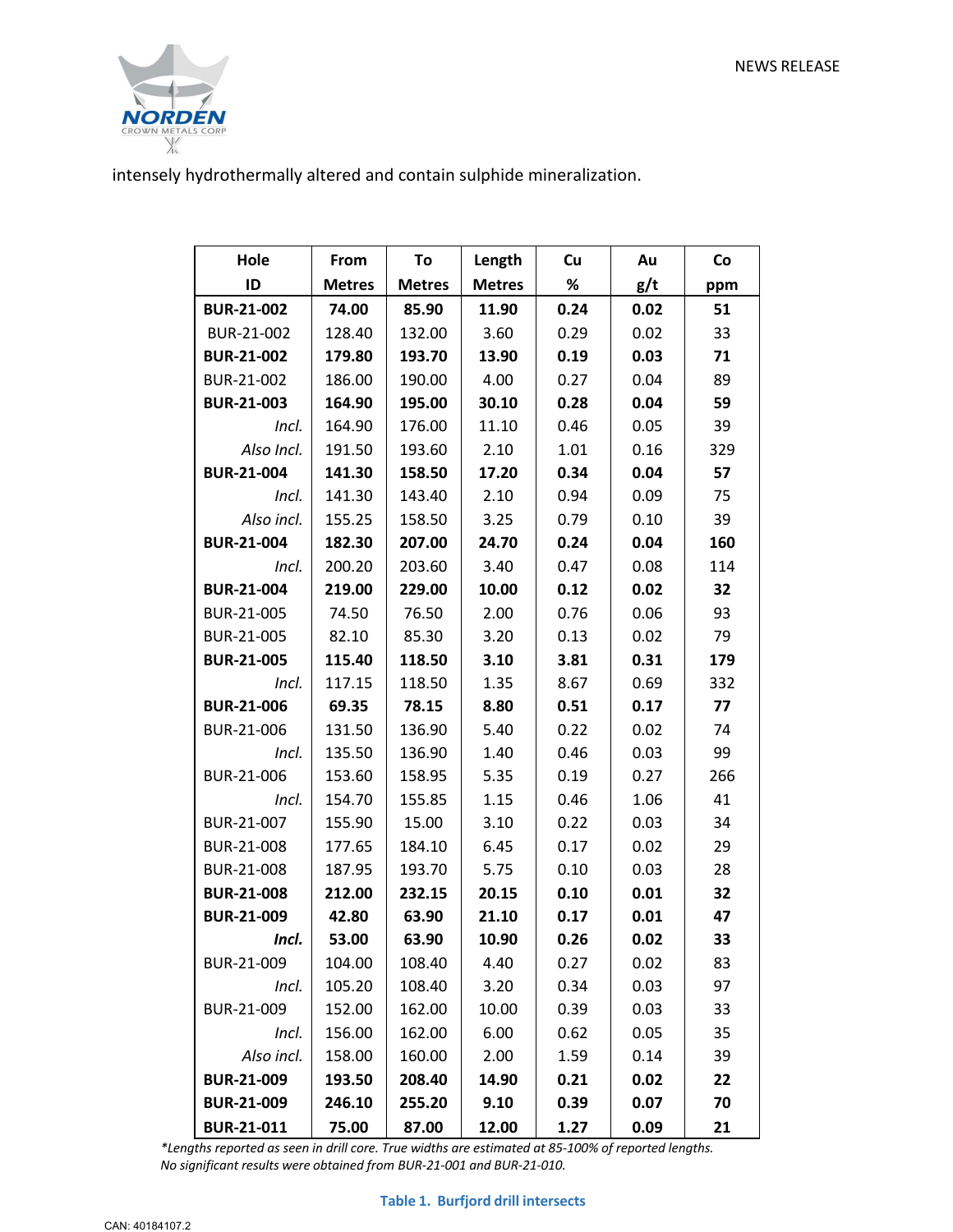intensely hydrothermally altered and contain sulphide mineralization.

| Hole ID | From Metres | To Metres | Length Metres | Cu % | Au g/t | Co ppm |
|---|---|---|---|---|---|---|
| **BUR-21-002** | **74.00** | **85.90** | **11.90** | **0.24** | **0.02** | **51** |
| BUR-21-002 | 128.40 | 132.00 | 3.60 | 0.29 | 0.02 | 33 |
| **BUR-21-002** | **179.80** | **193.70** | **13.90** | **0.19** | **0.03** | **71** |
| BUR-21-002 | 186.00 | 190.00 | 4.00 | 0.27 | 0.04 | 89 |
| **BUR-21-003** | **164.90** | **195.00** | **30.10** | **0.28** | **0.04** | **59** |
| *Incl.* | 164.90 | 176.00 | 11.10 | 0.46 | 0.05 | 39 |
| *Also Incl.* | 191.50 | 193.60 | 2.10 | 1.01 | 0.16 | 329 |
| **BUR-21-004** | **141.30** | **158.50** | **17.20** | **0.34** | **0.04** | **57** |
| *Incl.* | 141.30 | 143.40 | 2.10 | 0.94 | 0.09 | 75 |
| *Also incl.* | 155.25 | 158.50 | 3.25 | 0.79 | 0.10 | 39 |
| **BUR-21-004** | **182.30** | **207.00** | **24.70** | **0.24** | **0.04** | **160** |
| *Incl.* | 200.20 | 203.60 | 3.40 | 0.47 | 0.08 | 114 |
| **BUR-21-004** | **219.00** | **229.00** | **10.00** | **0.12** | **0.02** | **32** |
| BUR-21-005 | 74.50 | 76.50 | 2.00 | 0.76 | 0.06 | 93 |
| BUR-21-005 | 82.10 | 85.30 | 3.20 | 0.13 | 0.02 | 79 |
| **BUR-21-005** | **115.40** | **118.50** | **3.10** | **3.81** | **0.31** | **179** |
| *Incl.* | 117.15 | 118.50 | 1.35 | 8.67 | 0.69 | 332 |
| **BUR-21-006** | **69.35** | **78.15** | **8.80** | **0.51** | **0.17** | **77** |
| BUR-21-006 | 131.50 | 136.90 | 5.40 | 0.22 | 0.02 | 74 |
| *Incl.* | 135.50 | 136.90 | 1.40 | 0.46 | 0.03 | 99 |
| BUR-21-006 | 153.60 | 158.95 | 5.35 | 0.19 | 0.27 | 266 |
| *Incl.* | 154.70 | 155.85 | 1.15 | 0.46 | 1.06 | 41 |
| BUR-21-007 | 155.90 | 15.00 | 3.10 | 0.22 | 0.03 | 34 |
| BUR-21-008 | 177.65 | 184.10 | 6.45 | 0.17 | 0.02 | 29 |
| BUR-21-008 | 187.95 | 193.70 | 5.75 | 0.10 | 0.03 | 28 |
| **BUR-21-008** | **212.00** | **232.15** | **20.15** | **0.10** | **0.01** | **32** |
| **BUR-21-009** | **42.80** | **63.90** | **21.10** | **0.17** | **0.01** | **47** |
| ***Incl.*** | **53.00** | **63.90** | **10.90** | **0.26** | **0.02** | **33** |
| BUR-21-009 | 104.00 | 108.40 | 4.40 | 0.27 | 0.02 | 83 |
| *Incl.* | 105.20 | 108.40 | 3.20 | 0.34 | 0.03 | 97 |
| BUR-21-009 | 152.00 | 162.00 | 10.00 | 0.39 | 0.03 | 33 |
| *Incl.* | 156.00 | 162.00 | 6.00 | 0.62 | 0.05 | 35 |
| *Also incl.* | 158.00 | 160.00 | 2.00 | 1.59 | 0.14 | 39 |
| **BUR-21-009** | **193.50** | **208.40** | **14.90** | **0.21** | **0.02** | **22** |
| **BUR-21-009** | **246.10** | **255.20** | **9.10** | **0.39** | **0.07** | **70** |
| **BUR-21-011** | **75.00** | **87.00** | **12.00** | **1.27** | **0.09** | **21** |

*\*Lengths reported as seen in drill core. True widths are estimated at 85-100% of reported lengths.*
*No significant results were obtained from BUR-21-001 and BUR-21-010.*

**Table 1. Burfjord drill intersects**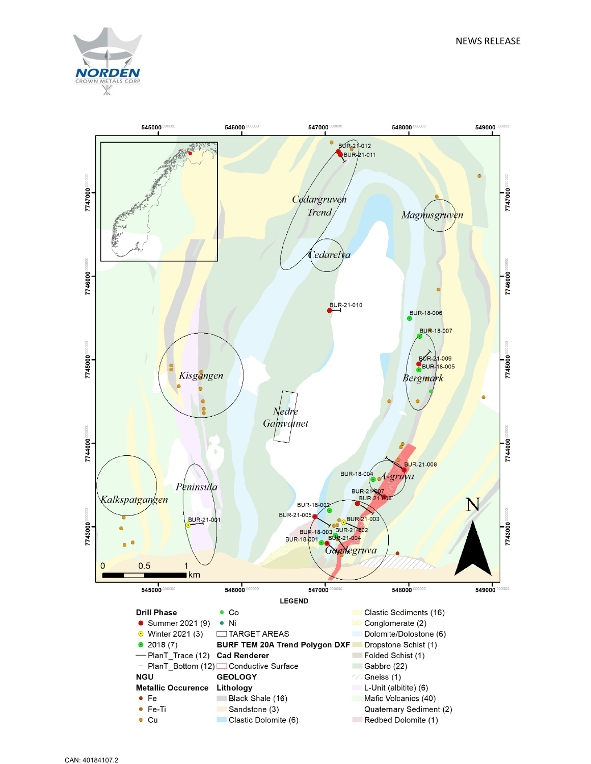NEWS RELEASE

545000 546000 547000 548000 549000

7747000 7746000 7745000 7744000 7743000

Cedargruven Trend

Cedarelva

Magnusgruven

Kisgangen

Bergmark

Nedre Gamvatnet

Peninsula

Kalkspatgangen

A-gruva

Gamlegruva

BUR-21-012, BUR-21-011, BUR-21-010, BUR-18-006, BUR-18-007, BUR-21-009, BUR-18-005, BUR-21-008, BUR-18-004, BUR-21-007, BUR-21-006, BUR-18-002, BUR-21-005, BUR-21-003, BUR-18-003, BUR-21-002, BUR-18-001, BUR-21-004, BUR-21-001

0 0.5 1 km

N

**LEGEND**

| Drill Phase | | |
|---|---|---|
| Summer 2021 (9) | Co | Clastic Sediments (16) |
| Winter 2021 (3) | Ni | Conglomerate (2) |
| 2018 (7) | TARGET AREAS | Dolomite/Dolostone (6) |
| PlanT_Trace (12) | **BURF TEM 20A Trend Polygon DXF** | Dropstone Schist (1) |
| PlanT_Bottom (12) | **Cad Renderer** | Folded Schist (1) |
| **NGU** | Conductive Surface | Gabbro (22) |
| **Metallic Occurence** | **GEOLOGY** | Gneiss (1) |
| Fe | **Lithology** | L-Unit (albitite) (6) |
| Fe-Ti | Black Shale (16) | Mafic Volcanics (40) |
| Cu | Sandstone (3) | Quaternary Sediment (2) |
| | Clastic Dolomite (6) | Redbed Dolomite (1) |

CAN: 40184107.2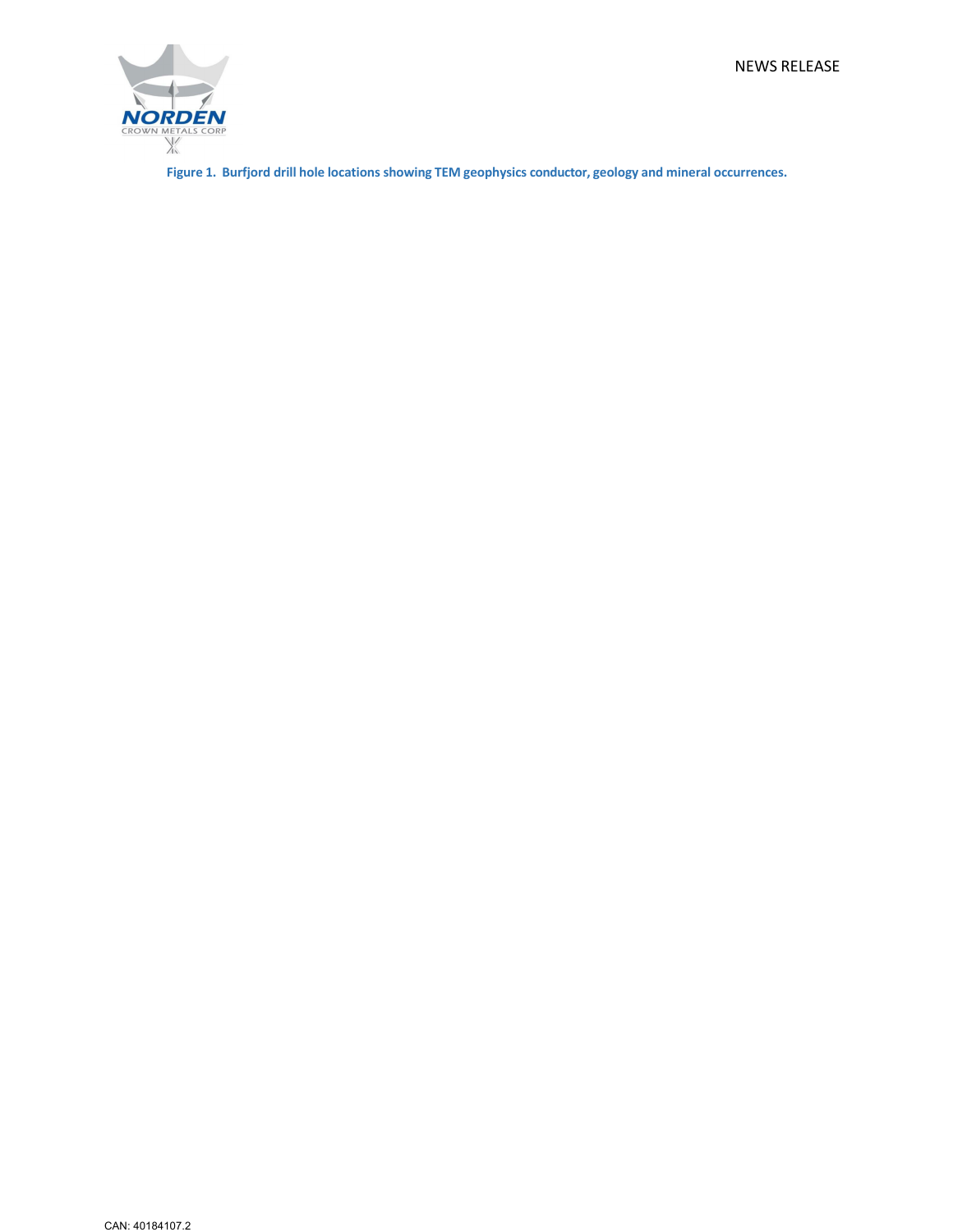Figure 1. Burfjord drill hole locations showing TEM geophysics conductor, geology and mineral occurrences.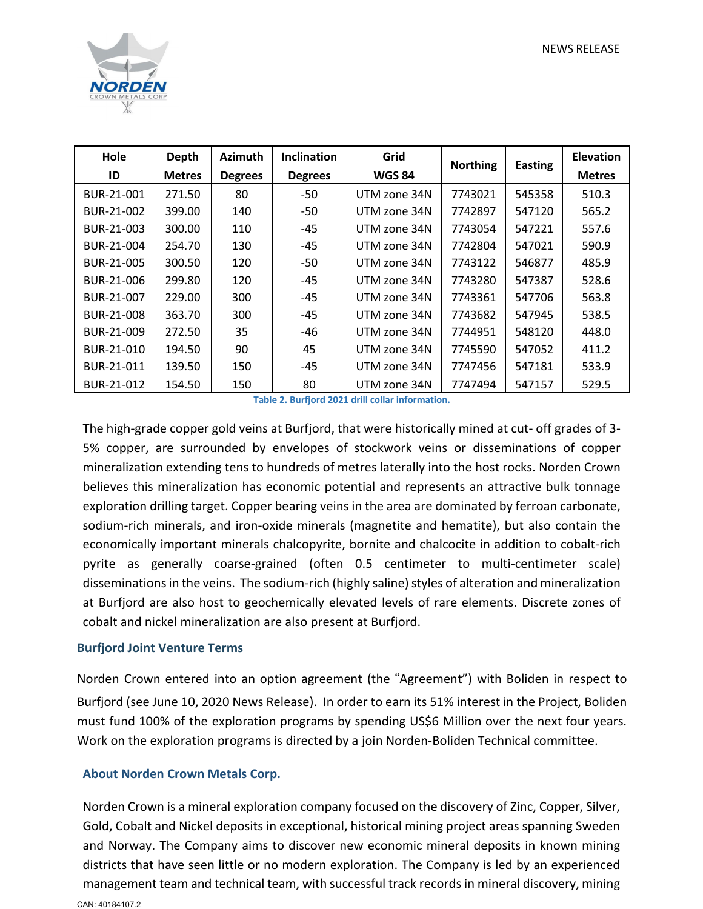| Hole ID | Depth Metres | Azimuth Degrees | Inclination Degrees | Grid WGS 84 | Northing | Easting | Elevation Metres |
|---|---|---|---|---|---|---|---|
| BUR-21-001 | 271.50 | 80 | -50 | UTM zone 34N | 7743021 | 545358 | 510.3 |
| BUR-21-002 | 399.00 | 140 | -50 | UTM zone 34N | 7742897 | 547120 | 565.2 |
| BUR-21-003 | 300.00 | 110 | -45 | UTM zone 34N | 7743054 | 547221 | 557.6 |
| BUR-21-004 | 254.70 | 130 | -45 | UTM zone 34N | 7742804 | 547021 | 590.9 |
| BUR-21-005 | 300.50 | 120 | -50 | UTM zone 34N | 7743122 | 546877 | 485.9 |
| BUR-21-006 | 299.80 | 120 | -45 | UTM zone 34N | 7743280 | 547387 | 528.6 |
| BUR-21-007 | 229.00 | 300 | -45 | UTM zone 34N | 7743361 | 547706 | 563.8 |
| BUR-21-008 | 363.70 | 300 | -45 | UTM zone 34N | 7743682 | 547945 | 538.5 |
| BUR-21-009 | 272.50 | 35 | -46 | UTM zone 34N | 7744951 | 548120 | 448.0 |
| BUR-21-010 | 194.50 | 90 | 45 | UTM zone 34N | 7745590 | 547052 | 411.2 |
| BUR-21-011 | 139.50 | 150 | -45 | UTM zone 34N | 7747456 | 547181 | 533.9 |
| BUR-21-012 | 154.50 | 150 | 80 | UTM zone 34N | 7747494 | 547157 | 529.5 |

**Table 2. Burfjord 2021 drill collar information.**

The high-grade copper gold veins at Burfjord, that were historically mined at cut- off grades of 3-5% copper, are surrounded by envelopes of stockwork veins or disseminations of copper mineralization extending tens to hundreds of metres laterally into the host rocks. Norden Crown believes this mineralization has economic potential and represents an attractive bulk tonnage exploration drilling target. Copper bearing veins in the area are dominated by ferroan carbonate, sodium-rich minerals, and iron-oxide minerals (magnetite and hematite), but also contain the economically important minerals chalcopyrite, bornite and chalcocite in addition to cobalt-rich pyrite as generally coarse-grained (often 0.5 centimeter to multi-centimeter scale) disseminations in the veins. The sodium-rich (highly saline) styles of alteration and mineralization at Burfjord are also host to geochemically elevated levels of rare elements. Discrete zones of cobalt and nickel mineralization are also present at Burfjord.

## Burfjord Joint Venture Terms

Norden Crown entered into an option agreement (the "Agreement") with Boliden in respect to Burfjord (see June 10, 2020 News Release). In order to earn its 51% interest in the Project, Boliden must fund 100% of the exploration programs by spending US$6 Million over the next four years. Work on the exploration programs is directed by a join Norden-Boliden Technical committee.

## About Norden Crown Metals Corp.

Norden Crown is a mineral exploration company focused on the discovery of Zinc, Copper, Silver, Gold, Cobalt and Nickel deposits in exceptional, historical mining project areas spanning Sweden and Norway. The Company aims to discover new economic mineral deposits in known mining districts that have seen little or no modern exploration. The Company is led by an experienced management team and technical team, with successful track records in mineral discovery, mining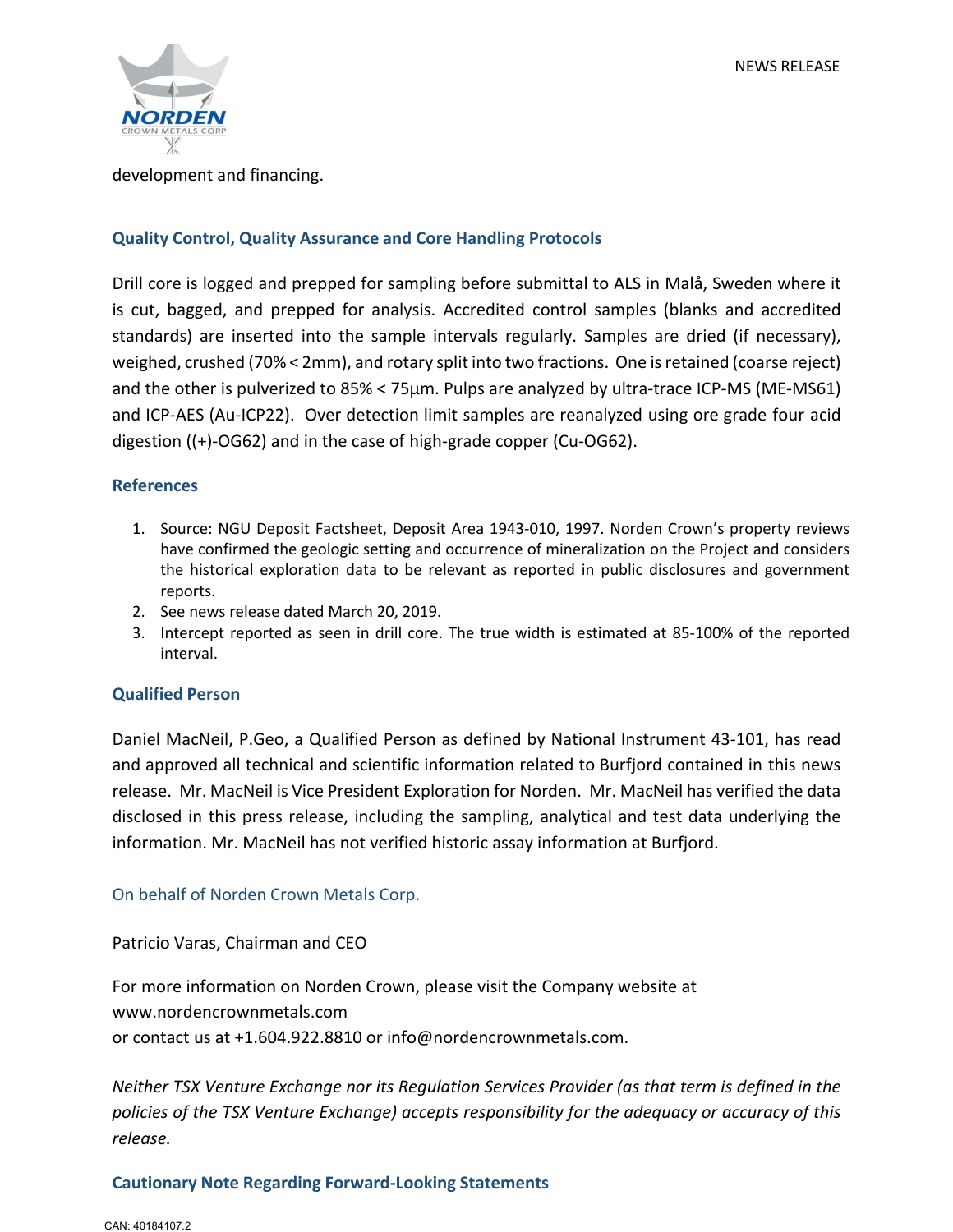development and financing.

## Quality Control, Quality Assurance and Core Handling Protocols

Drill core is logged and prepped for sampling before submittal to ALS in Malå, Sweden where it is cut, bagged, and prepped for analysis. Accredited control samples (blanks and accredited standards) are inserted into the sample intervals regularly. Samples are dried (if necessary), weighed, crushed (70% < 2mm), and rotary split into two fractions. One is retained (coarse reject) and the other is pulverized to 85% < 75µm. Pulps are analyzed by ultra-trace ICP-MS (ME-MS61) and ICP-AES (Au-ICP22). Over detection limit samples are reanalyzed using ore grade four acid digestion ((+)-OG62) and in the case of high-grade copper (Cu-OG62).

## References

1. Source: NGU Deposit Factsheet, Deposit Area 1943-010, 1997. Norden Crown's property reviews have confirmed the geologic setting and occurrence of mineralization on the Project and considers the historical exploration data to be relevant as reported in public disclosures and government reports.
2. See news release dated March 20, 2019.
3. Intercept reported as seen in drill core. The true width is estimated at 85-100% of the reported interval.

## Qualified Person

Daniel MacNeil, P.Geo, a Qualified Person as defined by National Instrument 43-101, has read and approved all technical and scientific information related to Burfjord contained in this news release. Mr. MacNeil is Vice President Exploration for Norden. Mr. MacNeil has verified the data disclosed in this press release, including the sampling, analytical and test data underlying the information. Mr. MacNeil has not verified historic assay information at Burfjord.

On behalf of Norden Crown Metals Corp.

Patricio Varas, Chairman and CEO

For more information on Norden Crown, please visit the Company website at www.nordencrownmetals.com
or contact us at +1.604.922.8810 or info@nordencrownmetals.com.

*Neither TSX Venture Exchange nor its Regulation Services Provider (as that term is defined in the policies of the TSX Venture Exchange) accepts responsibility for the adequacy or accuracy of this release.*

## Cautionary Note Regarding Forward-Looking Statements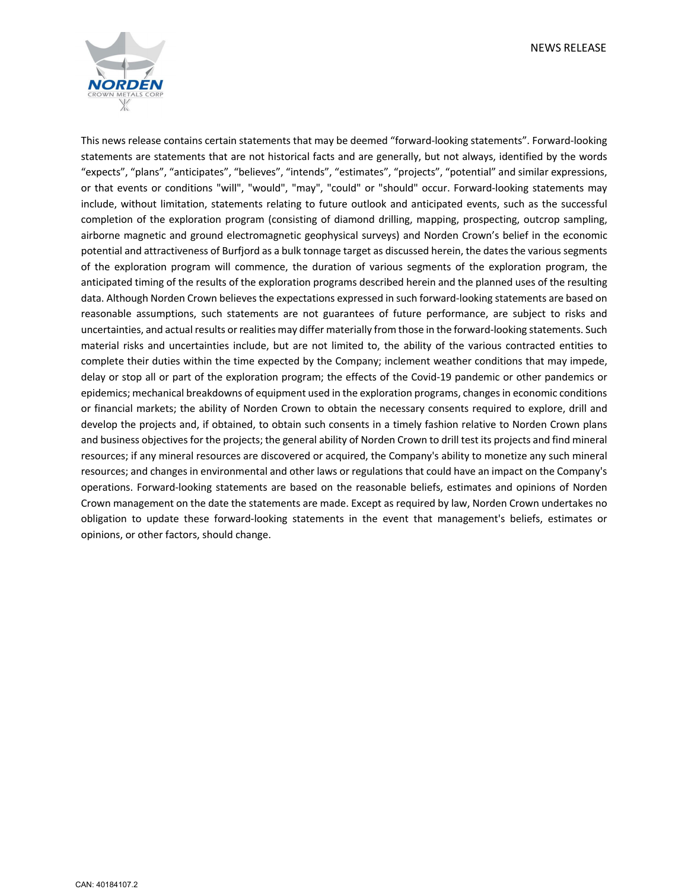This news release contains certain statements that may be deemed “forward-looking statements”. Forward-looking statements are statements that are not historical facts and are generally, but not always, identified by the words “expects”, “plans”, “anticipates”, “believes”, “intends”, “estimates”, “projects”, “potential” and similar expressions, or that events or conditions "will", "would", "may", "could" or "should" occur. Forward-looking statements may include, without limitation, statements relating to future outlook and anticipated events, such as the successful completion of the exploration program (consisting of diamond drilling, mapping, prospecting, outcrop sampling, airborne magnetic and ground electromagnetic geophysical surveys) and Norden Crown’s belief in the economic potential and attractiveness of Burfjord as a bulk tonnage target as discussed herein, the dates the various segments of the exploration program will commence, the duration of various segments of the exploration program, the anticipated timing of the results of the exploration programs described herein and the planned uses of the resulting data. Although Norden Crown believes the expectations expressed in such forward-looking statements are based on reasonable assumptions, such statements are not guarantees of future performance, are subject to risks and uncertainties, and actual results or realities may differ materially from those in the forward-looking statements. Such material risks and uncertainties include, but are not limited to, the ability of the various contracted entities to complete their duties within the time expected by the Company; inclement weather conditions that may impede, delay or stop all or part of the exploration program; the effects of the Covid-19 pandemic or other pandemics or epidemics; mechanical breakdowns of equipment used in the exploration programs, changes in economic conditions or financial markets; the ability of Norden Crown to obtain the necessary consents required to explore, drill and develop the projects and, if obtained, to obtain such consents in a timely fashion relative to Norden Crown plans and business objectives for the projects; the general ability of Norden Crown to drill test its projects and find mineral resources; if any mineral resources are discovered or acquired, the Company's ability to monetize any such mineral resources; and changes in environmental and other laws or regulations that could have an impact on the Company's operations. Forward-looking statements are based on the reasonable beliefs, estimates and opinions of Norden Crown management on the date the statements are made. Except as required by law, Norden Crown undertakes no obligation to update these forward-looking statements in the event that management's beliefs, estimates or opinions, or other factors, should change.